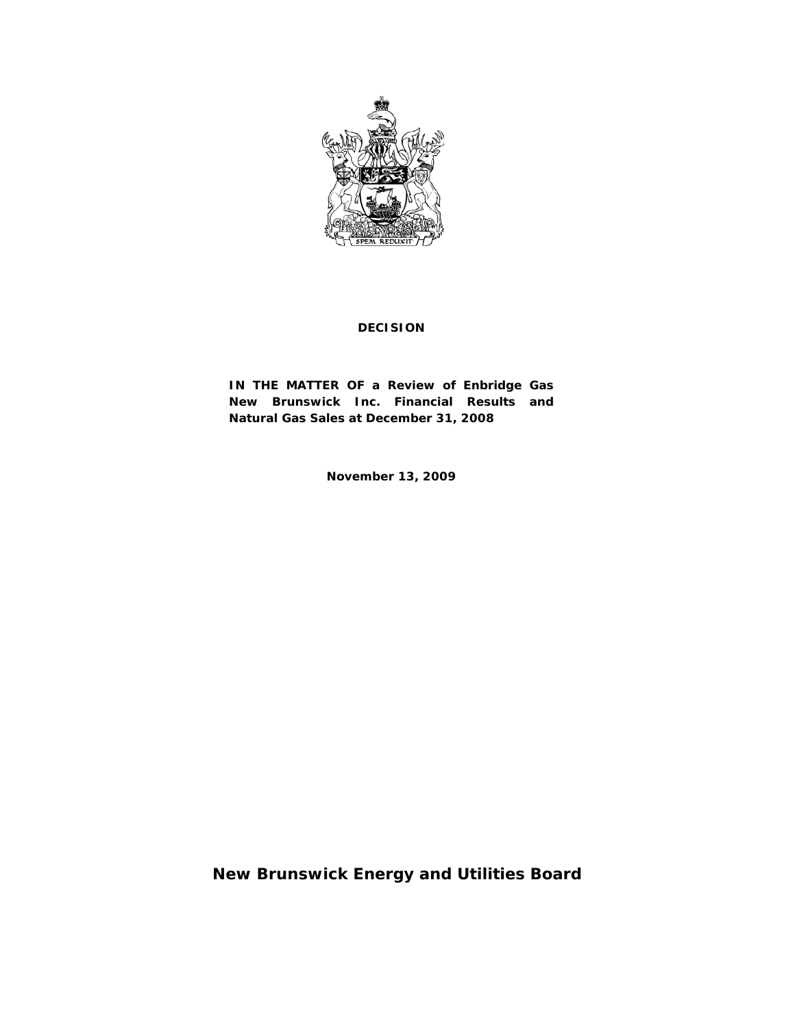**DECISION**

**IN THE MATTER OF a Review of Enbridge Gas New Brunswick Inc. Financial Results and Natural Gas Sales at December 31, 2008**

**November 13, 2009**

**New Brunswick Energy and Utilities Board**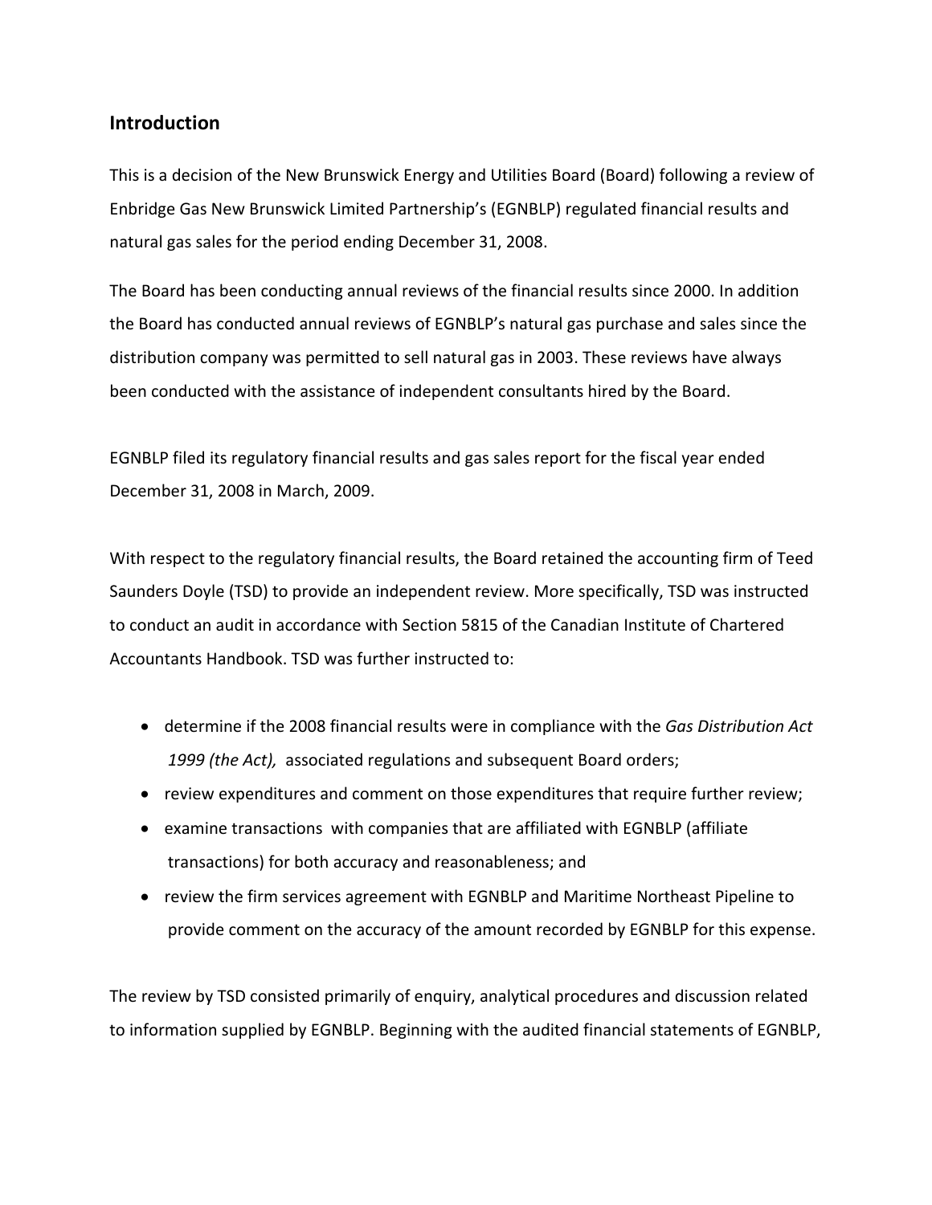## Introduction

This is a decision of the New Brunswick Energy and Utilities Board (Board) following a review of Enbridge Gas New Brunswick Limited Partnership's (EGNBLP) regulated financial results and natural gas sales for the period ending December 31, 2008.

The Board has been conducting annual reviews of the financial results since 2000. In addition the Board has conducted annual reviews of EGNBLP's natural gas purchase and sales since the distribution company was permitted to sell natural gas in 2003. These reviews have always been conducted with the assistance of independent consultants hired by the Board.

EGNBLP filed its regulatory financial results and gas sales report for the fiscal year ended December 31, 2008 in March, 2009.

With respect to the regulatory financial results, the Board retained the accounting firm of Teed Saunders Doyle (TSD) to provide an independent review. More specifically, TSD was instructed to conduct an audit in accordance with Section 5815 of the Canadian Institute of Chartered Accountants Handbook. TSD was further instructed to:

- determine if the 2008 financial results were in compliance with the *Gas Distribution Act 1999 (the Act),* associated regulations and subsequent Board orders;
- review expenditures and comment on those expenditures that require further review;
- examine transactions with companies that are affiliated with EGNBLP (affiliate transactions) for both accuracy and reasonableness; and
- review the firm services agreement with EGNBLP and Maritime Northeast Pipeline to provide comment on the accuracy of the amount recorded by EGNBLP for this expense.

The review by TSD consisted primarily of enquiry, analytical procedures and discussion related to information supplied by EGNBLP. Beginning with the audited financial statements of EGNBLP,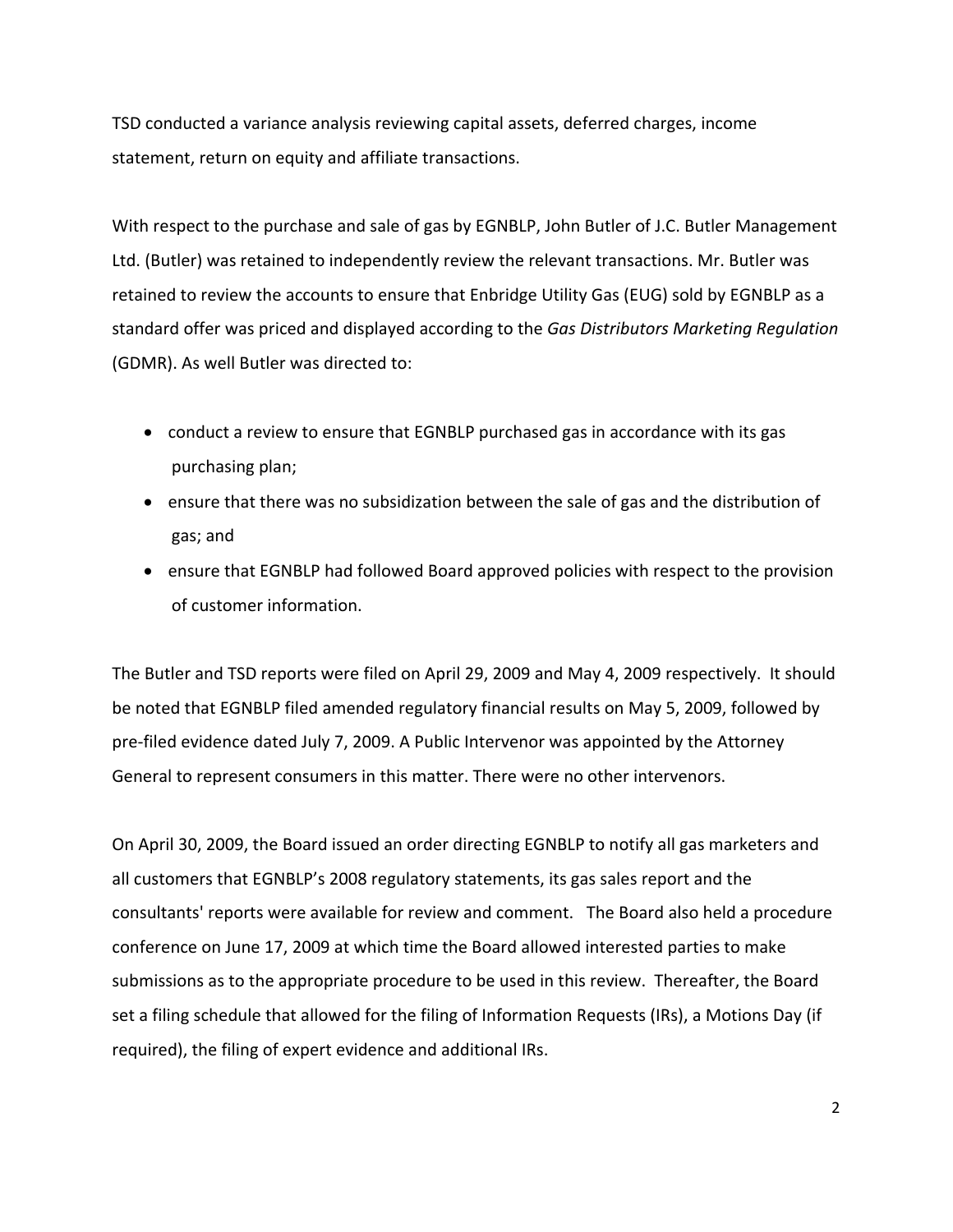TSD conducted a variance analysis reviewing capital assets, deferred charges, income statement, return on equity and affiliate transactions.

With respect to the purchase and sale of gas by EGNBLP, John Butler of J.C. Butler Management Ltd. (Butler) was retained to independently review the relevant transactions. Mr. Butler was retained to review the accounts to ensure that Enbridge Utility Gas (EUG) sold by EGNBLP as a standard offer was priced and displayed according to the *Gas Distributors Marketing Regulation* (GDMR). As well Butler was directed to:

- conduct a review to ensure that EGNBLP purchased gas in accordance with its gas purchasing plan;
- ensure that there was no subsidization between the sale of gas and the distribution of gas; and
- ensure that EGNBLP had followed Board approved policies with respect to the provision of customer information.

The Butler and TSD reports were filed on April 29, 2009 and May 4, 2009 respectively. It should be noted that EGNBLP filed amended regulatory financial results on May 5, 2009, followed by pre-filed evidence dated July 7, 2009. A Public Intervenor was appointed by the Attorney General to represent consumers in this matter. There were no other intervenors.

On April 30, 2009, the Board issued an order directing EGNBLP to notify all gas marketers and all customers that EGNBLP's 2008 regulatory statements, its gas sales report and the consultants' reports were available for review and comment. The Board also held a procedure conference on June 17, 2009 at which time the Board allowed interested parties to make submissions as to the appropriate procedure to be used in this review. Thereafter, the Board set a filing schedule that allowed for the filing of Information Requests (IRs), a Motions Day (if required), the filing of expert evidence and additional IRs.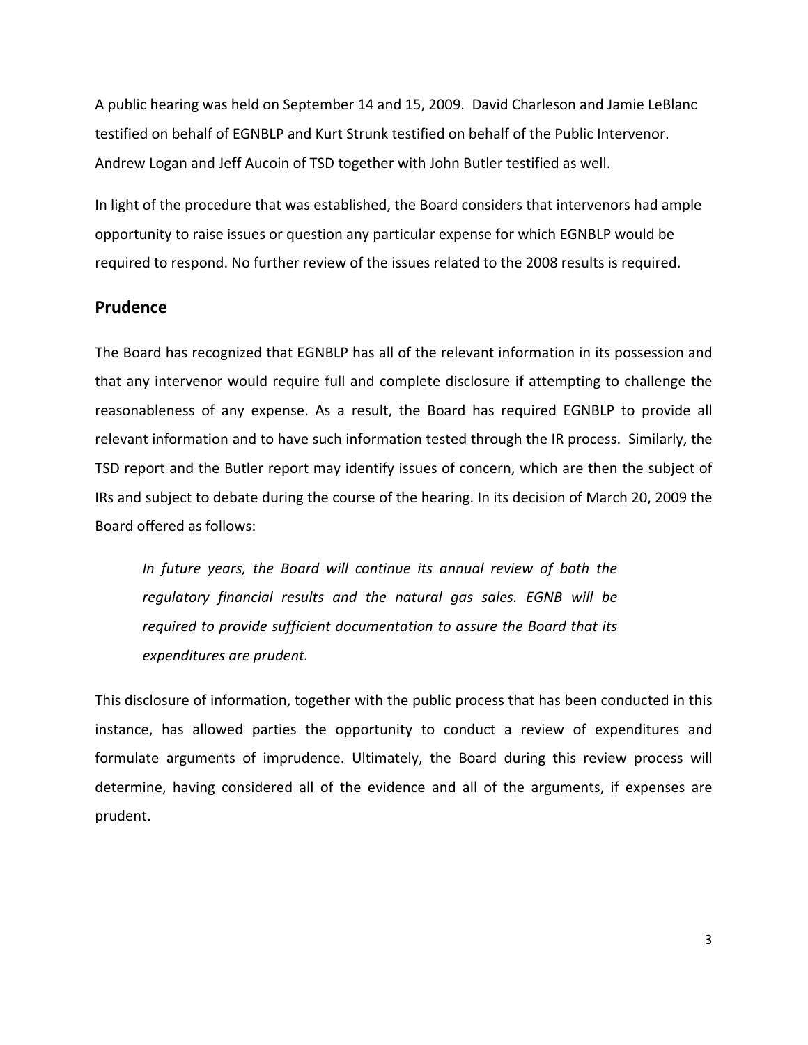A public hearing was held on September 14 and 15, 2009. David Charleson and Jamie LeBlanc testified on behalf of EGNBLP and Kurt Strunk testified on behalf of the Public Intervenor. Andrew Logan and Jeff Aucoin of TSD together with John Butler testified as well.

In light of the procedure that was established, the Board considers that intervenors had ample opportunity to raise issues or question any particular expense for which EGNBLP would be required to respond. No further review of the issues related to the 2008 results is required.

## Prudence

The Board has recognized that EGNBLP has all of the relevant information in its possession and that any intervenor would require full and complete disclosure if attempting to challenge the reasonableness of any expense. As a result, the Board has required EGNBLP to provide all relevant information and to have such information tested through the IR process. Similarly, the TSD report and the Butler report may identify issues of concern, which are then the subject of IRs and subject to debate during the course of the hearing. In its decision of March 20, 2009 the Board offered as follows:

> *In future years, the Board will continue its annual review of both the regulatory financial results and the natural gas sales. EGNB will be required to provide sufficient documentation to assure the Board that its expenditures are prudent.*

This disclosure of information, together with the public process that has been conducted in this instance, has allowed parties the opportunity to conduct a review of expenditures and formulate arguments of imprudence. Ultimately, the Board during this review process will determine, having considered all of the evidence and all of the arguments, if expenses are prudent.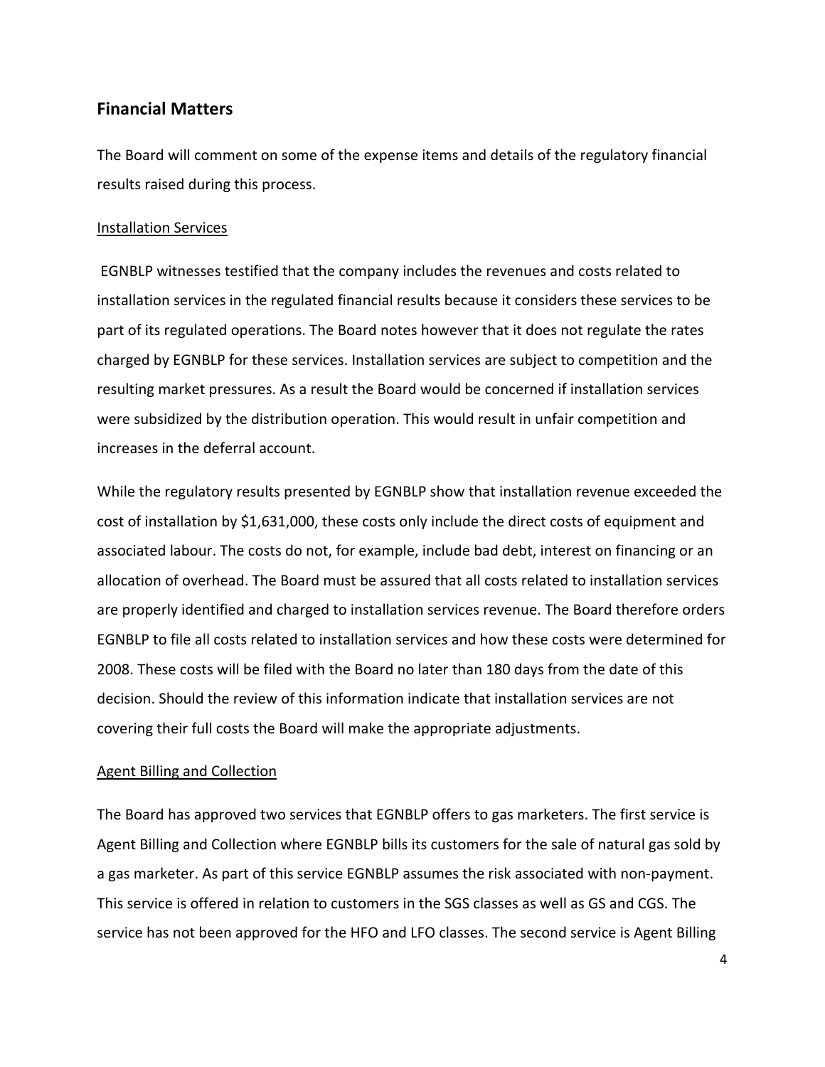## Financial Matters

The Board will comment on some of the expense items and details of the regulatory financial results raised during this process.

Installation Services

EGNBLP witnesses testified that the company includes the revenues and costs related to installation services in the regulated financial results because it considers these services to be part of its regulated operations. The Board notes however that it does not regulate the rates charged by EGNBLP for these services. Installation services are subject to competition and the resulting market pressures. As a result the Board would be concerned if installation services were subsidized by the distribution operation. This would result in unfair competition and increases in the deferral account.

While the regulatory results presented by EGNBLP show that installation revenue exceeded the cost of installation by $1,631,000, these costs only include the direct costs of equipment and associated labour. The costs do not, for example, include bad debt, interest on financing or an allocation of overhead. The Board must be assured that all costs related to installation services are properly identified and charged to installation services revenue. The Board therefore orders EGNBLP to file all costs related to installation services and how these costs were determined for 2008. These costs will be filed with the Board no later than 180 days from the date of this decision. Should the review of this information indicate that installation services are not covering their full costs the Board will make the appropriate adjustments.

Agent Billing and Collection

The Board has approved two services that EGNBLP offers to gas marketers. The first service is Agent Billing and Collection where EGNBLP bills its customers for the sale of natural gas sold by a gas marketer. As part of this service EGNBLP assumes the risk associated with non-payment. This service is offered in relation to customers in the SGS classes as well as GS and CGS. The service has not been approved for the HFO and LFO classes. The second service is Agent Billing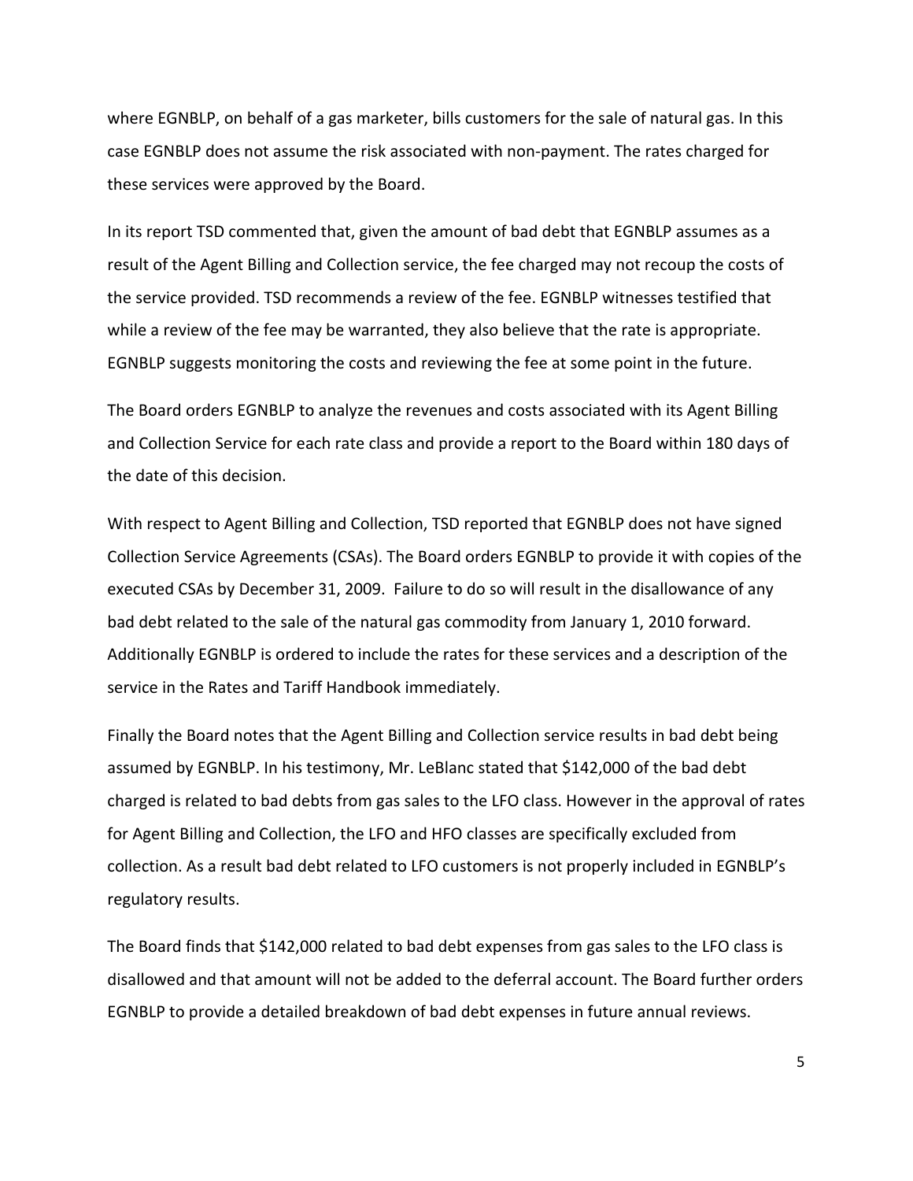where EGNBLP, on behalf of a gas marketer, bills customers for the sale of natural gas. In this case EGNBLP does not assume the risk associated with non-payment. The rates charged for these services were approved by the Board.

In its report TSD commented that, given the amount of bad debt that EGNBLP assumes as a result of the Agent Billing and Collection service, the fee charged may not recoup the costs of the service provided. TSD recommends a review of the fee. EGNBLP witnesses testified that while a review of the fee may be warranted, they also believe that the rate is appropriate. EGNBLP suggests monitoring the costs and reviewing the fee at some point in the future.

The Board orders EGNBLP to analyze the revenues and costs associated with its Agent Billing and Collection Service for each rate class and provide a report to the Board within 180 days of the date of this decision.

With respect to Agent Billing and Collection, TSD reported that EGNBLP does not have signed Collection Service Agreements (CSAs). The Board orders EGNBLP to provide it with copies of the executed CSAs by December 31, 2009. Failure to do so will result in the disallowance of any bad debt related to the sale of the natural gas commodity from January 1, 2010 forward. Additionally EGNBLP is ordered to include the rates for these services and a description of the service in the Rates and Tariff Handbook immediately.

Finally the Board notes that the Agent Billing and Collection service results in bad debt being assumed by EGNBLP. In his testimony, Mr. LeBlanc stated that $142,000 of the bad debt charged is related to bad debts from gas sales to the LFO class. However in the approval of rates for Agent Billing and Collection, the LFO and HFO classes are specifically excluded from collection. As a result bad debt related to LFO customers is not properly included in EGNBLP's regulatory results.

The Board finds that $142,000 related to bad debt expenses from gas sales to the LFO class is disallowed and that amount will not be added to the deferral account. The Board further orders EGNBLP to provide a detailed breakdown of bad debt expenses in future annual reviews.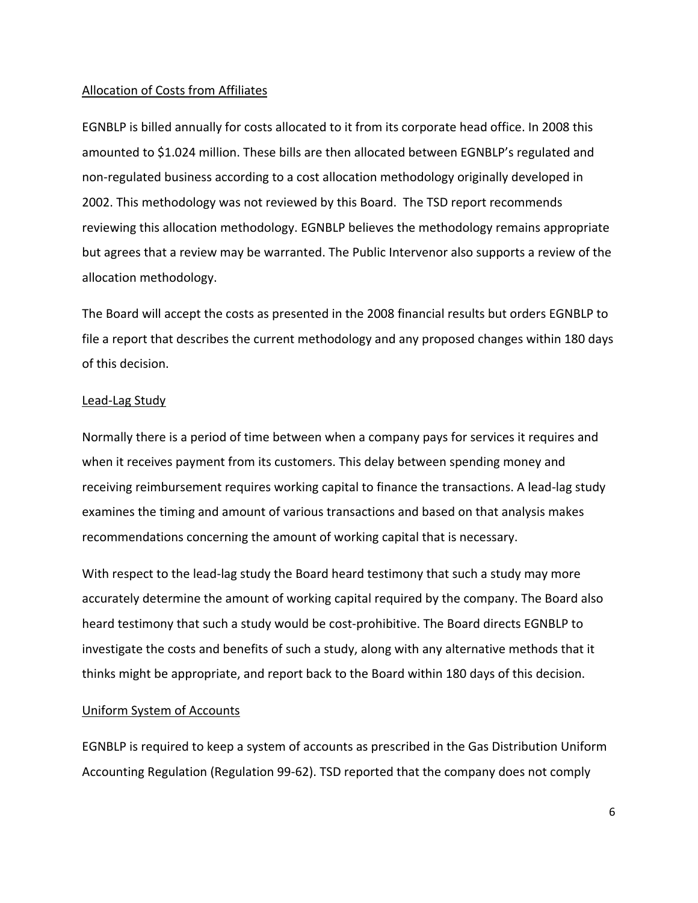Allocation of Costs from Affiliates

EGNBLP is billed annually for costs allocated to it from its corporate head office. In 2008 this amounted to $1.024 million. These bills are then allocated between EGNBLP's regulated and non-regulated business according to a cost allocation methodology originally developed in 2002. This methodology was not reviewed by this Board. The TSD report recommends reviewing this allocation methodology. EGNBLP believes the methodology remains appropriate but agrees that a review may be warranted. The Public Intervenor also supports a review of the allocation methodology.

The Board will accept the costs as presented in the 2008 financial results but orders EGNBLP to file a report that describes the current methodology and any proposed changes within 180 days of this decision.

Lead-Lag Study

Normally there is a period of time between when a company pays for services it requires and when it receives payment from its customers. This delay between spending money and receiving reimbursement requires working capital to finance the transactions. A lead-lag study examines the timing and amount of various transactions and based on that analysis makes recommendations concerning the amount of working capital that is necessary.

With respect to the lead-lag study the Board heard testimony that such a study may more accurately determine the amount of working capital required by the company. The Board also heard testimony that such a study would be cost-prohibitive. The Board directs EGNBLP to investigate the costs and benefits of such a study, along with any alternative methods that it thinks might be appropriate, and report back to the Board within 180 days of this decision.

Uniform System of Accounts

EGNBLP is required to keep a system of accounts as prescribed in the Gas Distribution Uniform Accounting Regulation (Regulation 99-62). TSD reported that the company does not comply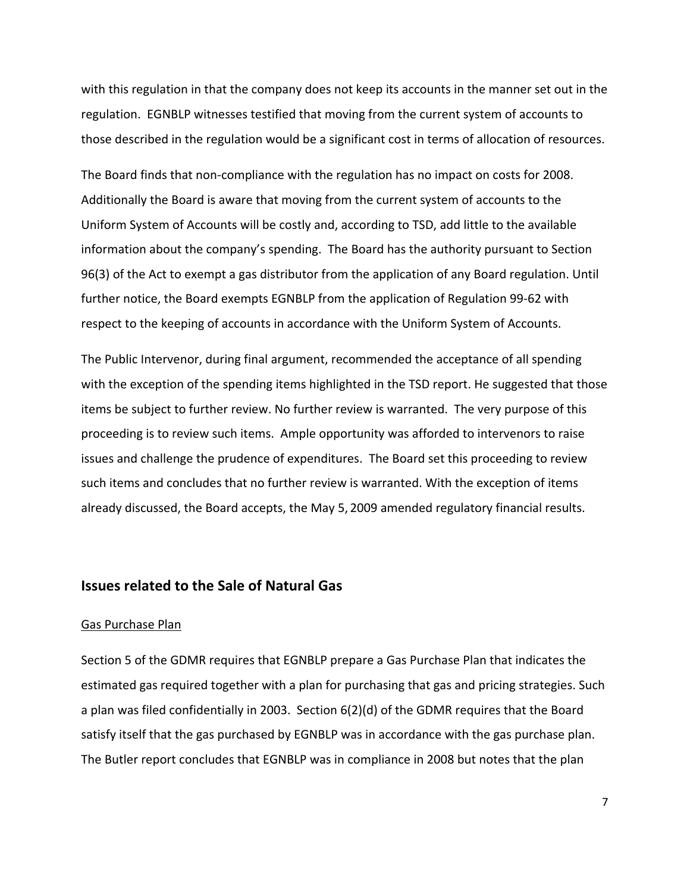with this regulation in that the company does not keep its accounts in the manner set out in the regulation. EGNBLP witnesses testified that moving from the current system of accounts to those described in the regulation would be a significant cost in terms of allocation of resources.

The Board finds that non-compliance with the regulation has no impact on costs for 2008. Additionally the Board is aware that moving from the current system of accounts to the Uniform System of Accounts will be costly and, according to TSD, add little to the available information about the company's spending. The Board has the authority pursuant to Section 96(3) of the Act to exempt a gas distributor from the application of any Board regulation. Until further notice, the Board exempts EGNBLP from the application of Regulation 99-62 with respect to the keeping of accounts in accordance with the Uniform System of Accounts.

The Public Intervenor, during final argument, recommended the acceptance of all spending with the exception of the spending items highlighted in the TSD report. He suggested that those items be subject to further review. No further review is warranted. The very purpose of this proceeding is to review such items. Ample opportunity was afforded to intervenors to raise issues and challenge the prudence of expenditures. The Board set this proceeding to review such items and concludes that no further review is warranted. With the exception of items already discussed, the Board accepts, the May 5, 2009 amended regulatory financial results.

## Issues related to the Sale of Natural Gas

Gas Purchase Plan

Section 5 of the GDMR requires that EGNBLP prepare a Gas Purchase Plan that indicates the estimated gas required together with a plan for purchasing that gas and pricing strategies. Such a plan was filed confidentially in 2003. Section 6(2)(d) of the GDMR requires that the Board satisfy itself that the gas purchased by EGNBLP was in accordance with the gas purchase plan. The Butler report concludes that EGNBLP was in compliance in 2008 but notes that the plan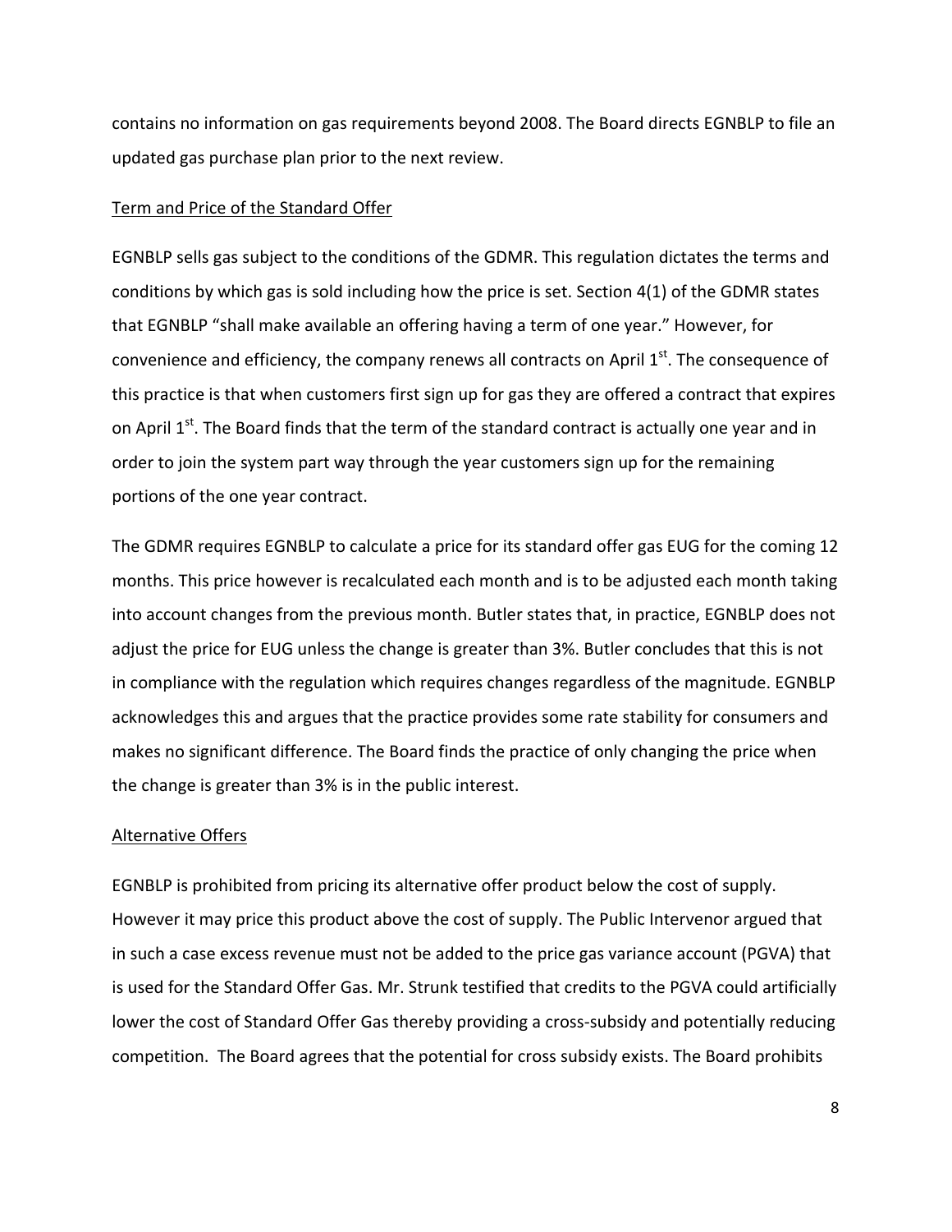contains no information on gas requirements beyond 2008. The Board directs EGNBLP to file an updated gas purchase plan prior to the next review.

<u>Term and Price of the Standard Offer</u>

EGNBLP sells gas subject to the conditions of the GDMR. This regulation dictates the terms and conditions by which gas is sold including how the price is set. Section 4(1) of the GDMR states that EGNBLP "shall make available an offering having a term of one year." However, for convenience and efficiency, the company renews all contracts on April 1st. The consequence of this practice is that when customers first sign up for gas they are offered a contract that expires on April 1st. The Board finds that the term of the standard contract is actually one year and in order to join the system part way through the year customers sign up for the remaining portions of the one year contract.

The GDMR requires EGNBLP to calculate a price for its standard offer gas EUG for the coming 12 months. This price however is recalculated each month and is to be adjusted each month taking into account changes from the previous month. Butler states that, in practice, EGNBLP does not adjust the price for EUG unless the change is greater than 3%. Butler concludes that this is not in compliance with the regulation which requires changes regardless of the magnitude. EGNBLP acknowledges this and argues that the practice provides some rate stability for consumers and makes no significant difference. The Board finds the practice of only changing the price when the change is greater than 3% is in the public interest.

<u>Alternative Offers</u>

EGNBLP is prohibited from pricing its alternative offer product below the cost of supply. However it may price this product above the cost of supply. The Public Intervenor argued that in such a case excess revenue must not be added to the price gas variance account (PGVA) that is used for the Standard Offer Gas. Mr. Strunk testified that credits to the PGVA could artificially lower the cost of Standard Offer Gas thereby providing a cross-subsidy and potentially reducing competition. The Board agrees that the potential for cross subsidy exists. The Board prohibits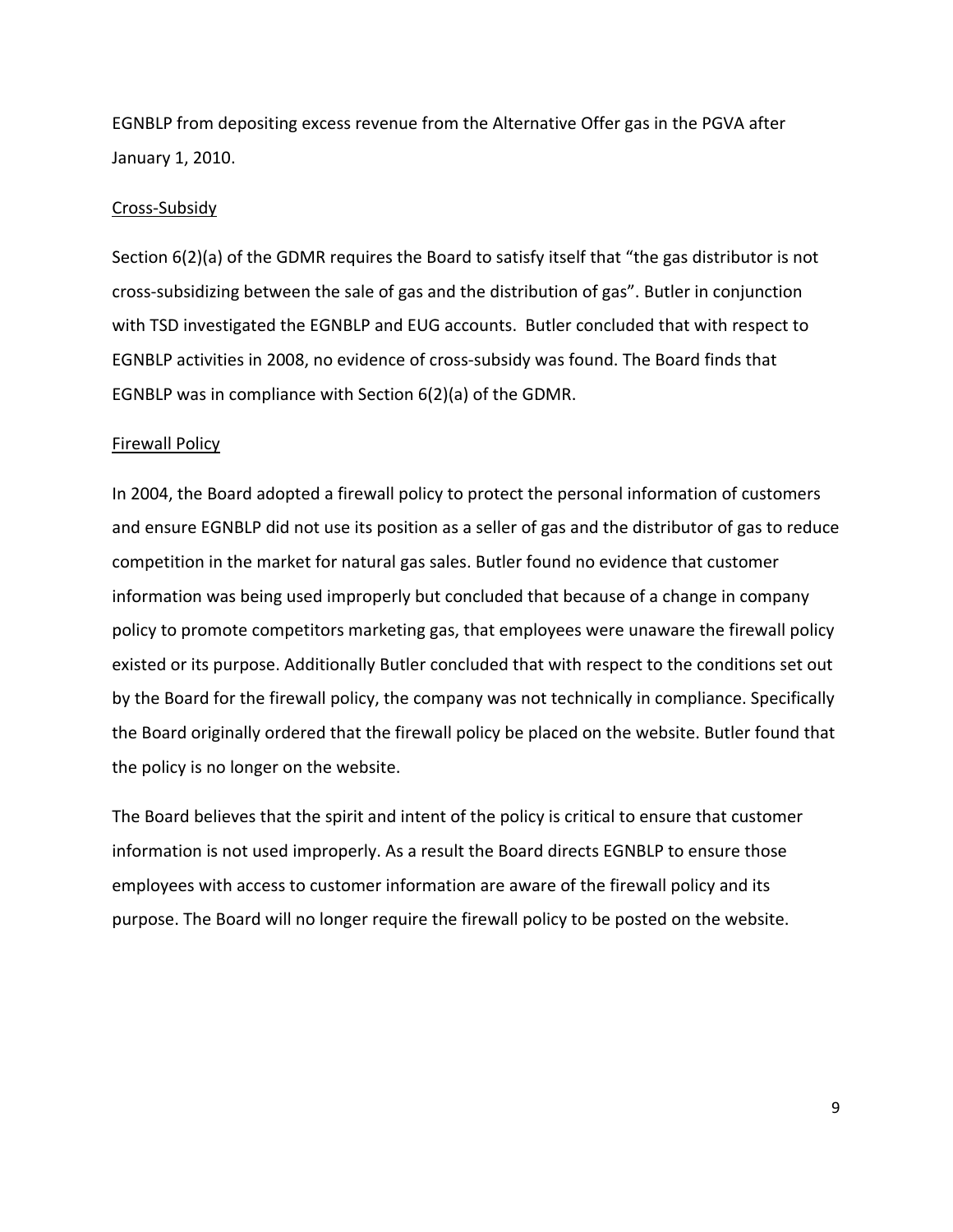EGNBLP from depositing excess revenue from the Alternative Offer gas in the PGVA after January 1, 2010.

### Cross-Subsidy

Section 6(2)(a) of the GDMR requires the Board to satisfy itself that "the gas distributor is not cross-subsidizing between the sale of gas and the distribution of gas". Butler in conjunction with TSD investigated the EGNBLP and EUG accounts. Butler concluded that with respect to EGNBLP activities in 2008, no evidence of cross-subsidy was found. The Board finds that EGNBLP was in compliance with Section 6(2)(a) of the GDMR.

### Firewall Policy

In 2004, the Board adopted a firewall policy to protect the personal information of customers and ensure EGNBLP did not use its position as a seller of gas and the distributor of gas to reduce competition in the market for natural gas sales. Butler found no evidence that customer information was being used improperly but concluded that because of a change in company policy to promote competitors marketing gas, that employees were unaware the firewall policy existed or its purpose. Additionally Butler concluded that with respect to the conditions set out by the Board for the firewall policy, the company was not technically in compliance. Specifically the Board originally ordered that the firewall policy be placed on the website. Butler found that the policy is no longer on the website.

The Board believes that the spirit and intent of the policy is critical to ensure that customer information is not used improperly. As a result the Board directs EGNBLP to ensure those employees with access to customer information are aware of the firewall policy and its purpose. The Board will no longer require the firewall policy to be posted on the website.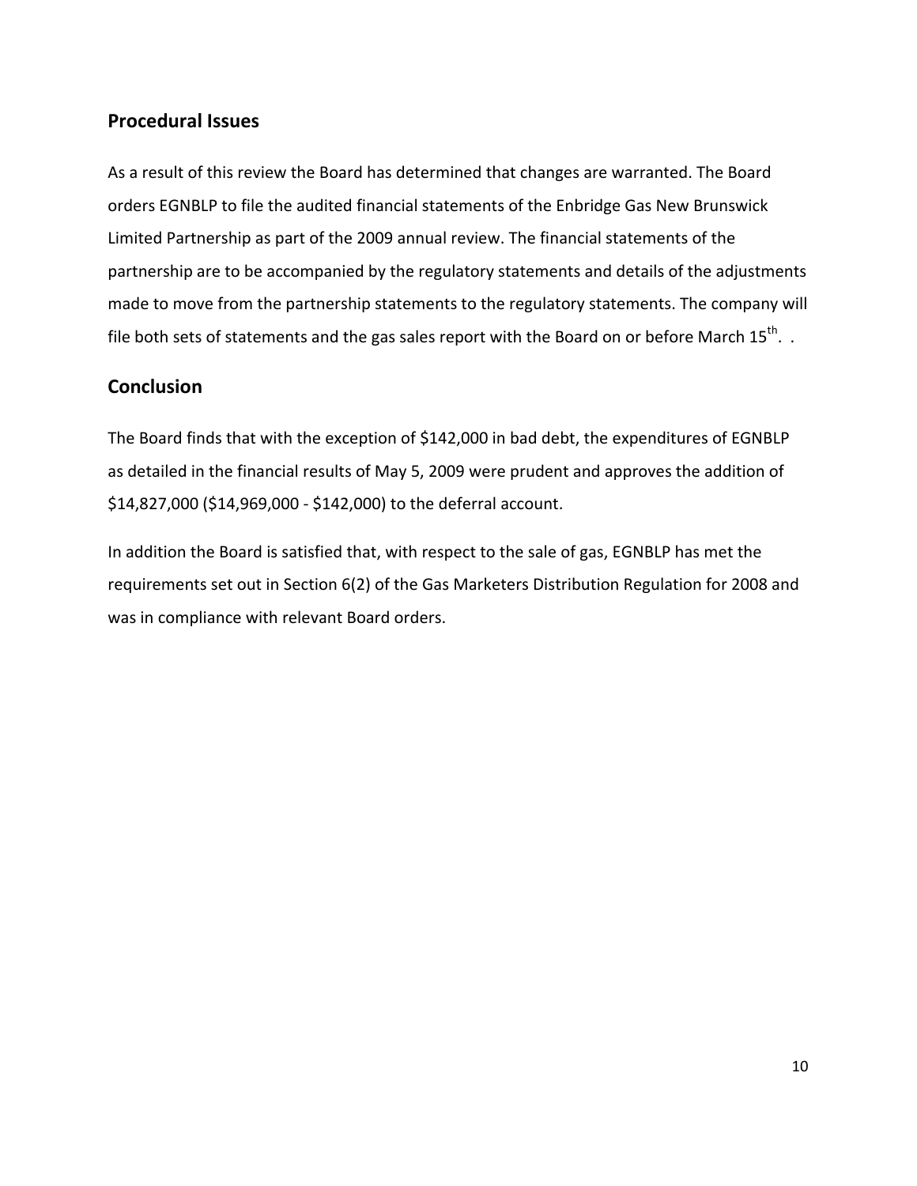## Procedural Issues

As a result of this review the Board has determined that changes are warranted. The Board orders EGNBLP to file the audited financial statements of the Enbridge Gas New Brunswick Limited Partnership as part of the 2009 annual review. The financial statements of the partnership are to be accompanied by the regulatory statements and details of the adjustments made to move from the partnership statements to the regulatory statements. The company will file both sets of statements and the gas sales report with the Board on or before March 15th. .

## Conclusion

The Board finds that with the exception of $142,000 in bad debt, the expenditures of EGNBLP as detailed in the financial results of May 5, 2009 were prudent and approves the addition of $14,827,000 ($14,969,000 - $142,000) to the deferral account.

In addition the Board is satisfied that, with respect to the sale of gas, EGNBLP has met the requirements set out in Section 6(2) of the Gas Marketers Distribution Regulation for 2008 and was in compliance with relevant Board orders.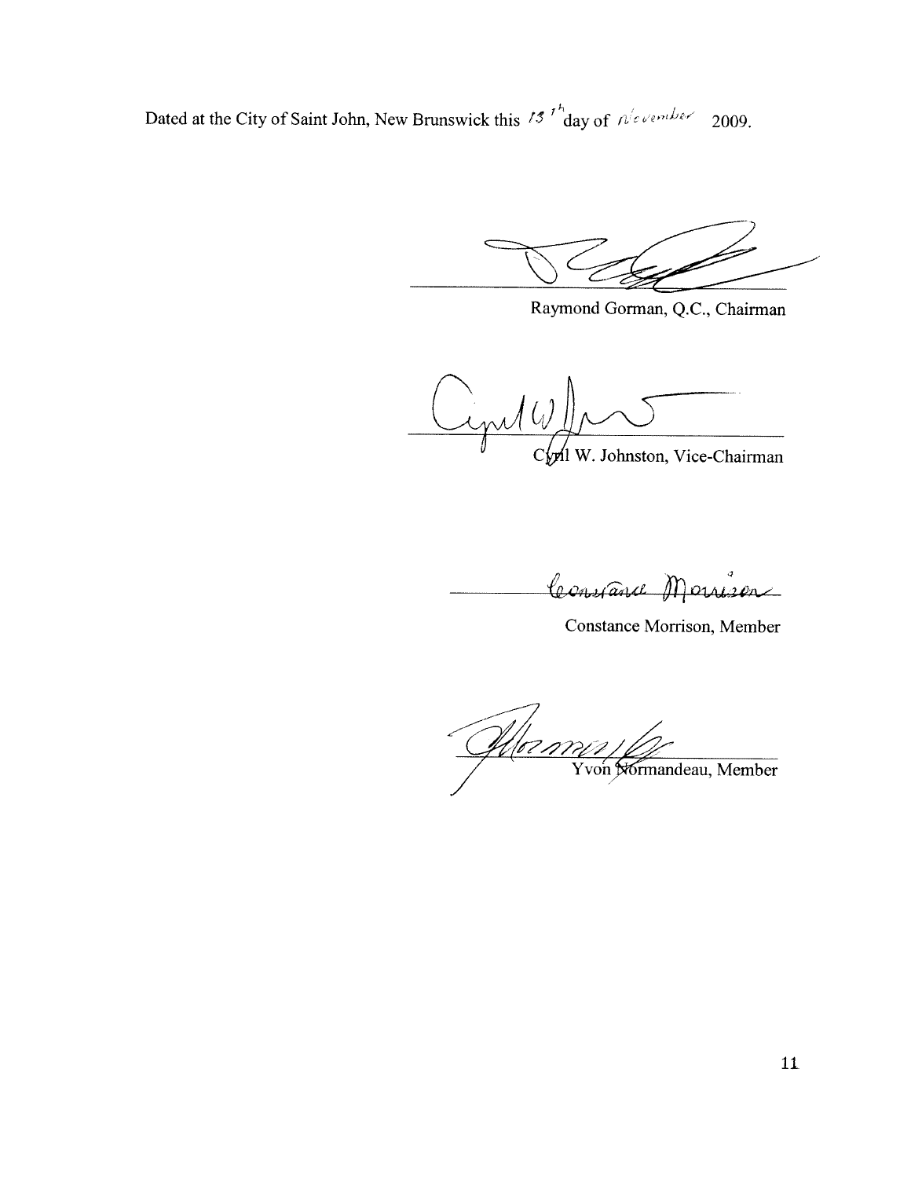Dated at the City of Saint John, New Brunswick this 13[th] day of November 2009.

Raymond Gorman, Q.C., Chairman

Cyril W. Johnston, Vice-Chairman

Constance Morrison, Member

Yvon Normandeau, Member